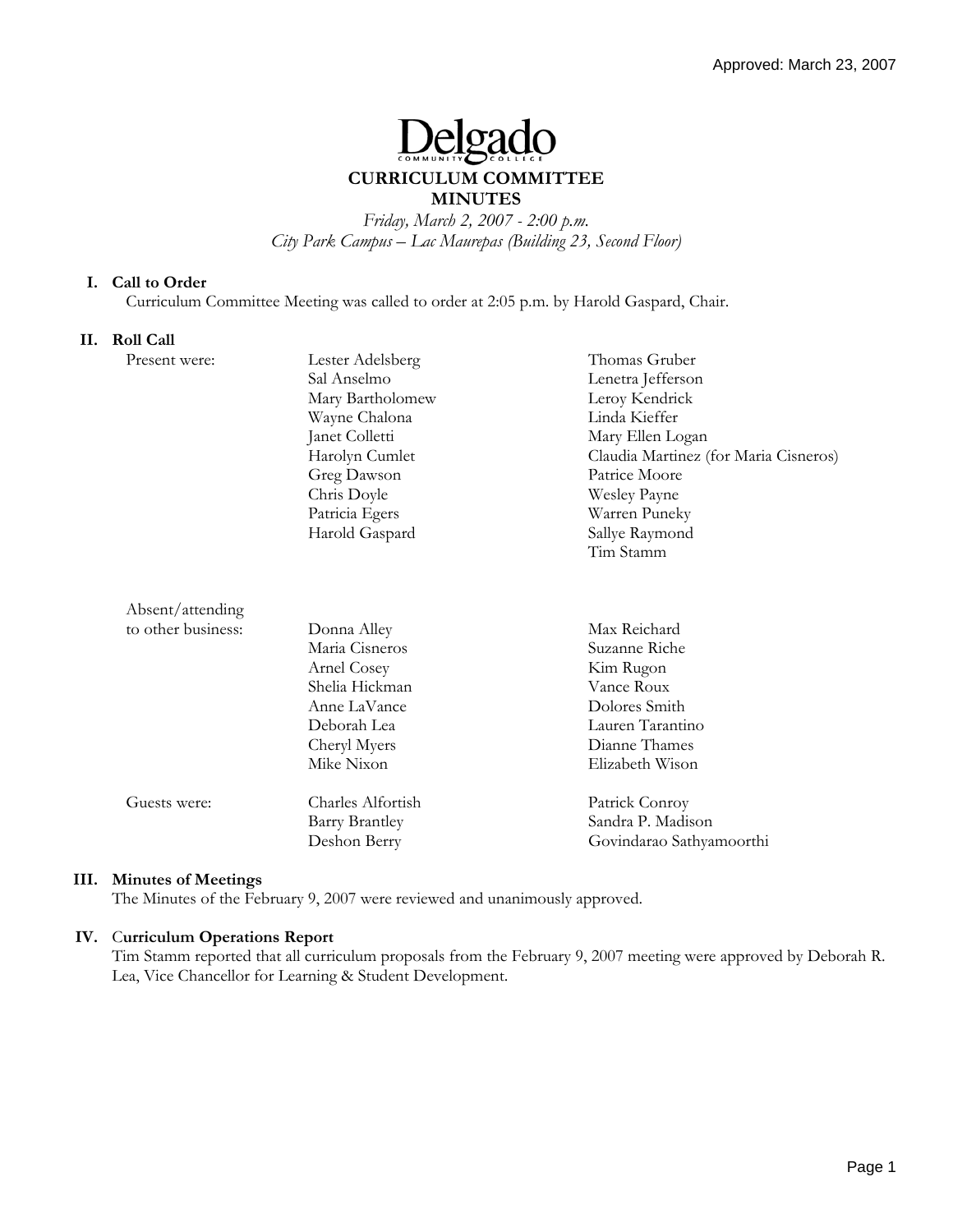Approved: March 23, 2007

# Delgado Community College

## CURRICULUM COMMITTEE MINUTES

*Friday, March 2, 2007 - 2:00 p.m.*
*City Park Campus – Lac Maurepas (Building 23, Second Floor)*

### I. Call to Order

Curriculum Committee Meeting was called to order at 2:05 p.m. by Harold Gaspard, Chair.

### II. Roll Call

| | | |
|---|---|---|
| Present were: | Lester Adelsberg | Thomas Gruber |
| | Sal Anselmo | Lenetra Jefferson |
| | Mary Bartholomew | Leroy Kendrick |
| | Wayne Chalona | Linda Kieffer |
| | Janet Colletti | Mary Ellen Logan |
| | Harolyn Cumlet | Claudia Martinez (for Maria Cisneros) |
| | Greg Dawson | Patrice Moore |
| | Chris Doyle | Wesley Payne |
| | Patricia Egers | Warren Puneky |
| | Harold Gaspard | Sallye Raymond |
| | | Tim Stamm |
| Absent/attending to other business: | Donna Alley | Max Reichard |
| | Maria Cisneros | Suzanne Riche |
| | Arnel Cosey | Kim Rugon |
| | Shelia Hickman | Vance Roux |
| | Anne LaVance | Dolores Smith |
| | Deborah Lea | Lauren Tarantino |
| | Cheryl Myers | Dianne Thames |
| | Mike Nixon | Elizabeth Wison |
| Guests were: | Charles Alfortish | Patrick Conroy |
| | Barry Brantley | Sandra P. Madison |
| | Deshon Berry | Govindarao Sathyamoorthi |

### III. Minutes of Meetings

The Minutes of the February 9, 2007 were reviewed and unanimously approved.

### IV. Curriculum Operations Report

Tim Stamm reported that all curriculum proposals from the February 9, 2007 meeting were approved by Deborah R. Lea, Vice Chancellor for Learning & Student Development.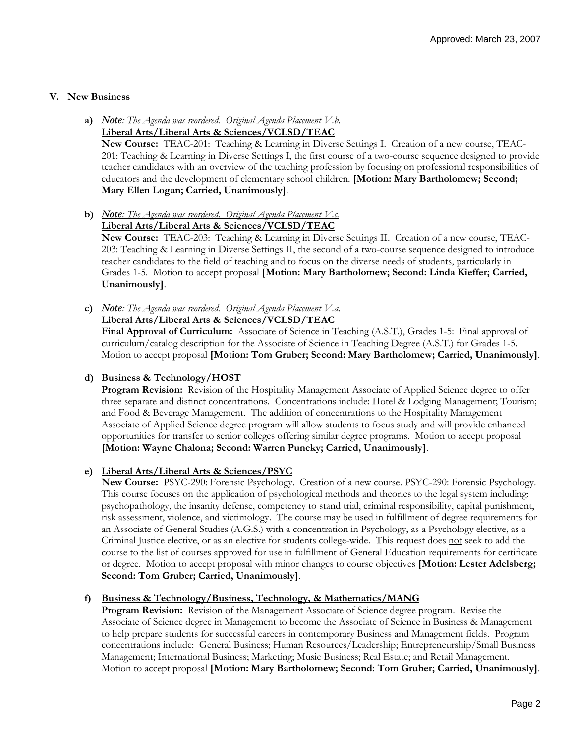Approved: March 23, 2007

## V. New Business

**a)** ***Note****: The Agenda was reordered. Original Agenda Placement V.b.*
**Liberal Arts/Liberal Arts & Sciences/VCLSD/TEAC**
**New Course:** TEAC-201: Teaching & Learning in Diverse Settings I. Creation of a new course, TEAC-201: Teaching & Learning in Diverse Settings I, the first course of a two-course sequence designed to provide teacher candidates with an overview of the teaching profession by focusing on professional responsibilities of educators and the development of elementary school children. **[Motion: Mary Bartholomew; Second; Mary Ellen Logan; Carried, Unanimously]**.

**b)** ***Note****: The Agenda was reordered. Original Agenda Placement V.c.*
**Liberal Arts/Liberal Arts & Sciences/VCLSD/TEAC**
**New Course:** TEAC-203: Teaching & Learning in Diverse Settings II. Creation of a new course, TEAC-203: Teaching & Learning in Diverse Settings II, the second of a two-course sequence designed to introduce teacher candidates to the field of teaching and to focus on the diverse needs of students, particularly in Grades 1-5. Motion to accept proposal **[Motion: Mary Bartholomew; Second: Linda Kieffer; Carried, Unanimously]**.

**c)** ***Note****: The Agenda was reordered. Original Agenda Placement V.a.*
**Liberal Arts/Liberal Arts & Sciences/VCLSD/TEAC**
**Final Approval of Curriculum:** Associate of Science in Teaching (A.S.T.), Grades 1-5: Final approval of curriculum/catalog description for the Associate of Science in Teaching Degree (A.S.T.) for Grades 1-5. Motion to accept proposal **[Motion: Tom Gruber; Second: Mary Bartholomew; Carried, Unanimously]**.

**d) Business & Technology/HOST**
**Program Revision:** Revision of the Hospitality Management Associate of Applied Science degree to offer three separate and distinct concentrations. Concentrations include: Hotel & Lodging Management; Tourism; and Food & Beverage Management. The addition of concentrations to the Hospitality Management Associate of Applied Science degree program will allow students to focus study and will provide enhanced opportunities for transfer to senior colleges offering similar degree programs. Motion to accept proposal **[Motion: Wayne Chalona; Second: Warren Puneky; Carried, Unanimously]**.

**e) Liberal Arts/Liberal Arts & Sciences/PSYC**
**New Course:** PSYC-290: Forensic Psychology. Creation of a new course. PSYC-290: Forensic Psychology. This course focuses on the application of psychological methods and theories to the legal system including: psychopathology, the insanity defense, competency to stand trial, criminal responsibility, capital punishment, risk assessment, violence, and victimology. The course may be used in fulfillment of degree requirements for an Associate of General Studies (A.G.S.) with a concentration in Psychology, as a Psychology elective, as a Criminal Justice elective, or as an elective for students college-wide. This request does not seek to add the course to the list of courses approved for use in fulfillment of General Education requirements for certificate or degree. Motion to accept proposal with minor changes to course objectives **[Motion: Lester Adelsberg; Second: Tom Gruber; Carried, Unanimously]**.

**f) Business & Technology/Business, Technology, & Mathematics/MANG**
**Program Revision:** Revision of the Management Associate of Science degree program. Revise the Associate of Science degree in Management to become the Associate of Science in Business & Management to help prepare students for successful careers in contemporary Business and Management fields. Program concentrations include: General Business; Human Resources/Leadership; Entrepreneurship/Small Business Management; International Business; Marketing; Music Business; Real Estate; and Retail Management. Motion to accept proposal **[Motion: Mary Bartholomew; Second: Tom Gruber; Carried, Unanimously]**.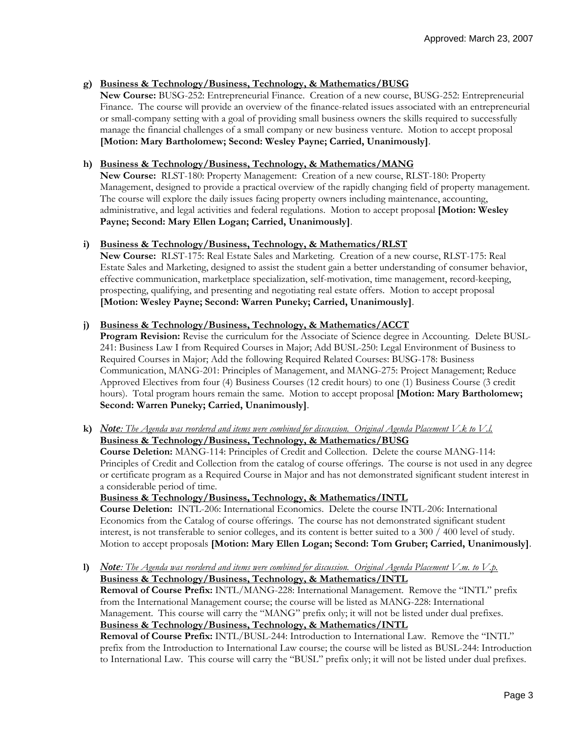Approved: March 23, 2007

g) **Business & Technology/Business, Technology, & Mathematics/BUSG**
   **New Course:** BUSG-252: Entrepreneurial Finance. Creation of a new course, BUSG-252: Entrepreneurial Finance. The course will provide an overview of the finance-related issues associated with an entrepreneurial or small-company setting with a goal of providing small business owners the skills required to successfully manage the financial challenges of a small company or new business venture. Motion to accept proposal **[Motion: Mary Bartholomew; Second: Wesley Payne; Carried, Unanimously]**.

h) **Business & Technology/Business, Technology, & Mathematics/MANG**
   **New Course:** RLST-180: Property Management: Creation of a new course, RLST-180: Property Management, designed to provide a practical overview of the rapidly changing field of property management. The course will explore the daily issues facing property owners including maintenance, accounting, administrative, and legal activities and federal regulations. Motion to accept proposal **[Motion: Wesley Payne; Second: Mary Ellen Logan; Carried, Unanimously]**.

i) **Business & Technology/Business, Technology, & Mathematics/RLST**
   **New Course:** RLST-175: Real Estate Sales and Marketing. Creation of a new course, RLST-175: Real Estate Sales and Marketing, designed to assist the student gain a better understanding of consumer behavior, effective communication, marketplace specialization, self-motivation, time management, record-keeping, prospecting, qualifying, and presenting and negotiating real estate offers. Motion to accept proposal **[Motion: Wesley Payne; Second: Warren Puneky; Carried, Unanimously]**.

j) **Business & Technology/Business, Technology, & Mathematics/ACCT**
   **Program Revision:** Revise the curriculum for the Associate of Science degree in Accounting. Delete BUSL-241: Business Law I from Required Courses in Major; Add BUSL-250: Legal Environment of Business to Required Courses in Major; Add the following Required Related Courses: BUSG-178: Business Communication, MANG-201: Principles of Management, and MANG-275: Project Management; Reduce Approved Electives from four (4) Business Courses (12 credit hours) to one (1) Business Course (3 credit hours). Total program hours remain the same. Motion to accept proposal **[Motion: Mary Bartholomew; Second: Warren Puneky; Carried, Unanimously]**.

k) ***Note**: The Agenda was reordered and items were combined for discussion. Original Agenda Placement V.k to V.l.*
   **Business & Technology/Business, Technology, & Mathematics/BUSG**
   **Course Deletion:** MANG-114: Principles of Credit and Collection. Delete the course MANG-114: Principles of Credit and Collection from the catalog of course offerings. The course is not used in any degree or certificate program as a Required Course in Major and has not demonstrated significant student interest in a considerable period of time.
   **Business & Technology/Business, Technology, & Mathematics/INTL**
   **Course Deletion:** INTL-206: International Economics. Delete the course INTL-206: International Economics from the Catalog of course offerings. The course has not demonstrated significant student interest, is not transferable to senior colleges, and its content is better suited to a 300 / 400 level of study. Motion to accept proposals **[Motion: Mary Ellen Logan; Second: Tom Gruber; Carried, Unanimously]**.

l) ***Note**: The Agenda was reordered and items were combined for discussion. Original Agenda Placement V.m. to V.p.*
   **Business & Technology/Business, Technology, & Mathematics/INTL**
   **Removal of Course Prefix:** INTL/MANG-228: International Management. Remove the "INTL" prefix from the International Management course; the course will be listed as MANG-228: International Management. This course will carry the "MANG" prefix only; it will not be listed under dual prefixes.
   **Business & Technology/Business, Technology, & Mathematics/INTL**
   **Removal of Course Prefix:** INTL/BUSL-244: Introduction to International Law. Remove the "INTL" prefix from the Introduction to International Law course; the course will be listed as BUSL-244: Introduction to International Law. This course will carry the "BUSL" prefix only; it will not be listed under dual prefixes.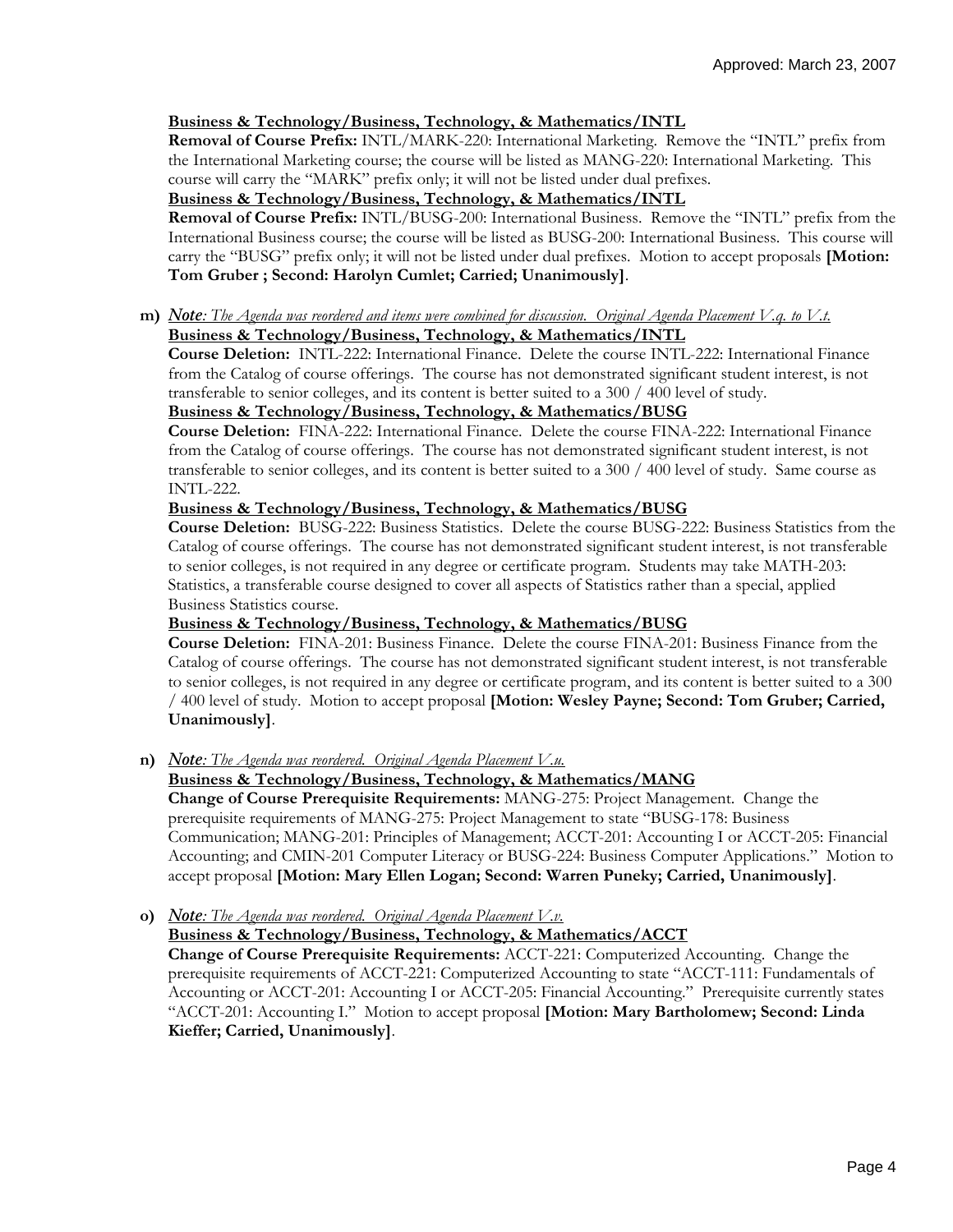**Business & Technology/Business, Technology, & Mathematics/INTL**

**Removal of Course Prefix:** INTL/MARK-220: International Marketing. Remove the "INTL" prefix from the International Marketing course; the course will be listed as MANG-220: International Marketing. This course will carry the "MARK" prefix only; it will not be listed under dual prefixes.

**Business & Technology/Business, Technology, & Mathematics/INTL**

**Removal of Course Prefix:** INTL/BUSG-200: International Business. Remove the "INTL" prefix from the International Business course; the course will be listed as BUSG-200: International Business. This course will carry the "BUSG" prefix only; it will not be listed under dual prefixes. Motion to accept proposals **[Motion: Tom Gruber ; Second: Harolyn Cumlet; Carried; Unanimously]**.

**m)** ***Note****: The Agenda was reordered and items were combined for discussion. Original Agenda Placement V.q. to V.t.*

**Business & Technology/Business, Technology, & Mathematics/INTL**

**Course Deletion:** INTL-222: International Finance. Delete the course INTL-222: International Finance from the Catalog of course offerings. The course has not demonstrated significant student interest, is not transferable to senior colleges, and its content is better suited to a 300 / 400 level of study.

**Business & Technology/Business, Technology, & Mathematics/BUSG**

**Course Deletion:** FINA-222: International Finance. Delete the course FINA-222: International Finance from the Catalog of course offerings. The course has not demonstrated significant student interest, is not transferable to senior colleges, and its content is better suited to a 300 / 400 level of study. Same course as INTL-222.

**Business & Technology/Business, Technology, & Mathematics/BUSG**

**Course Deletion:** BUSG-222: Business Statistics. Delete the course BUSG-222: Business Statistics from the Catalog of course offerings. The course has not demonstrated significant student interest, is not transferable to senior colleges, is not required in any degree or certificate program. Students may take MATH-203: Statistics, a transferable course designed to cover all aspects of Statistics rather than a special, applied Business Statistics course.

**Business & Technology/Business, Technology, & Mathematics/BUSG**

**Course Deletion:** FINA-201: Business Finance. Delete the course FINA-201: Business Finance from the Catalog of course offerings. The course has not demonstrated significant student interest, is not transferable to senior colleges, is not required in any degree or certificate program, and its content is better suited to a 300 / 400 level of study. Motion to accept proposal **[Motion: Wesley Payne; Second: Tom Gruber; Carried, Unanimously]**.

**n)** ***Note****: The Agenda was reordered. Original Agenda Placement V.u.*

**Business & Technology/Business, Technology, & Mathematics/MANG**

**Change of Course Prerequisite Requirements:** MANG-275: Project Management. Change the prerequisite requirements of MANG-275: Project Management to state "BUSG-178: Business Communication; MANG-201: Principles of Management; ACCT-201: Accounting I or ACCT-205: Financial Accounting; and CMIN-201 Computer Literacy or BUSG-224: Business Computer Applications." Motion to accept proposal **[Motion: Mary Ellen Logan; Second: Warren Puneky; Carried, Unanimously]**.

**o)** ***Note****: The Agenda was reordered. Original Agenda Placement V.v.*

**Business & Technology/Business, Technology, & Mathematics/ACCT**

**Change of Course Prerequisite Requirements:** ACCT-221: Computerized Accounting. Change the prerequisite requirements of ACCT-221: Computerized Accounting to state "ACCT-111: Fundamentals of Accounting or ACCT-201: Accounting I or ACCT-205: Financial Accounting." Prerequisite currently states "ACCT-201: Accounting I." Motion to accept proposal **[Motion: Mary Bartholomew; Second: Linda Kieffer; Carried, Unanimously]**.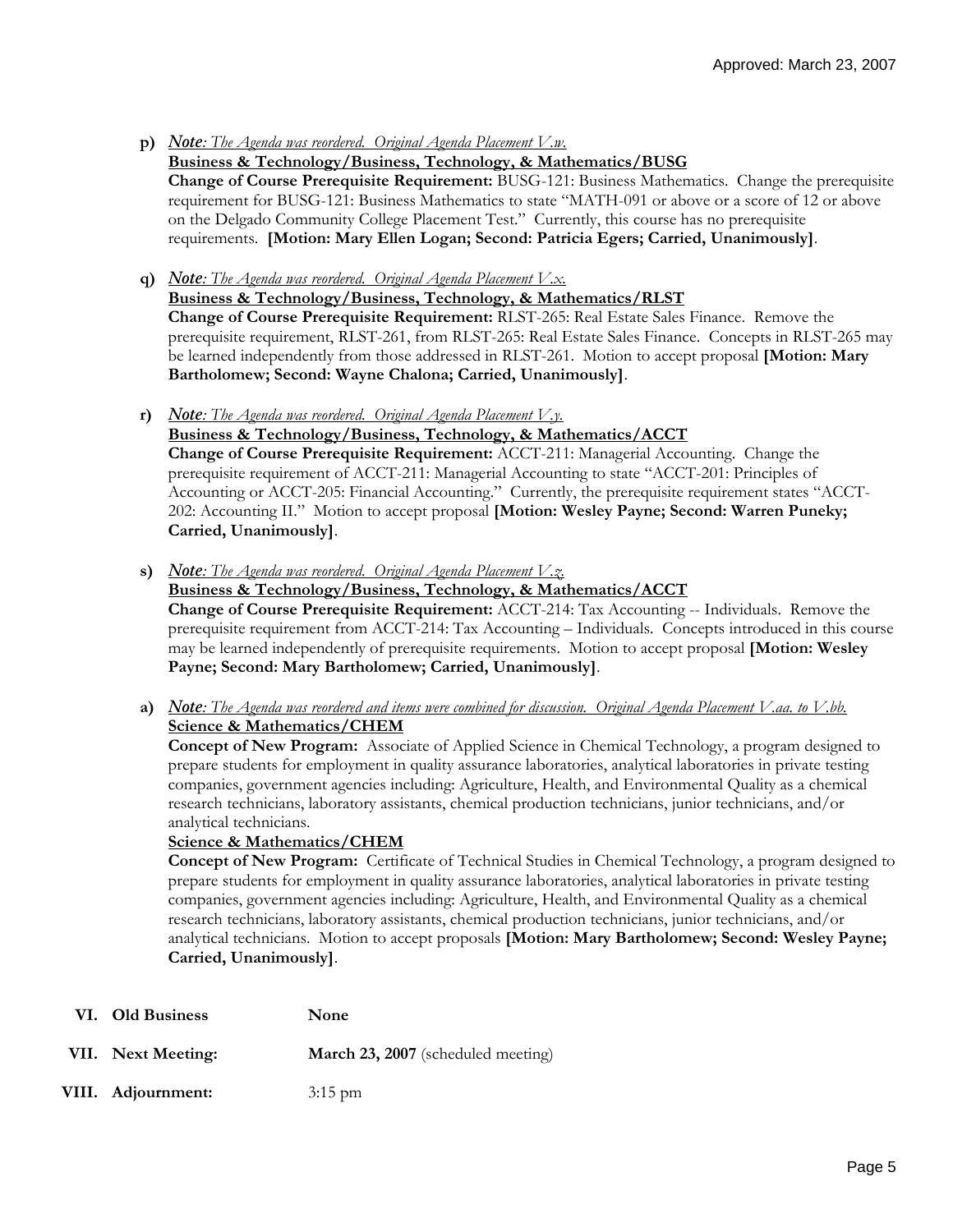p) ***Note**: The Agenda was reordered. Original Agenda Placement V.w.*

**Business & Technology/Business, Technology, & Mathematics/BUSG**

**Change of Course Prerequisite Requirement:** BUSG-121: Business Mathematics. Change the prerequisite requirement for BUSG-121: Business Mathematics to state "MATH-091 or above or a score of 12 or above on the Delgado Community College Placement Test." Currently, this course has no prerequisite requirements. **[Motion: Mary Ellen Logan; Second: Patricia Egers; Carried, Unanimously]**.

q) ***Note**: The Agenda was reordered. Original Agenda Placement V.x.*

**Business & Technology/Business, Technology, & Mathematics/RLST**

**Change of Course Prerequisite Requirement:** RLST-265: Real Estate Sales Finance. Remove the prerequisite requirement, RLST-261, from RLST-265: Real Estate Sales Finance. Concepts in RLST-265 may be learned independently from those addressed in RLST-261. Motion to accept proposal **[Motion: Mary Bartholomew; Second: Wayne Chalona; Carried, Unanimously]**.

r) ***Note**: The Agenda was reordered. Original Agenda Placement V.y.*

**Business & Technology/Business, Technology, & Mathematics/ACCT**

**Change of Course Prerequisite Requirement:** ACCT-211: Managerial Accounting. Change the prerequisite requirement of ACCT-211: Managerial Accounting to state "ACCT-201: Principles of Accounting or ACCT-205: Financial Accounting." Currently, the prerequisite requirement states "ACCT-202: Accounting II." Motion to accept proposal **[Motion: Wesley Payne; Second: Warren Puneky; Carried, Unanimously]**.

s) ***Note**: The Agenda was reordered. Original Agenda Placement V.z.*

**Business & Technology/Business, Technology, & Mathematics/ACCT**

**Change of Course Prerequisite Requirement:** ACCT-214: Tax Accounting -- Individuals. Remove the prerequisite requirement from ACCT-214: Tax Accounting – Individuals. Concepts introduced in this course may be learned independently of prerequisite requirements. Motion to accept proposal **[Motion: Wesley Payne; Second: Mary Bartholomew; Carried, Unanimously]**.

a) ***Note**: The Agenda was reordered and items were combined for discussion. Original Agenda Placement V.aa. to V.bb.*

**Science & Mathematics/CHEM**

**Concept of New Program:** Associate of Applied Science in Chemical Technology, a program designed to prepare students for employment in quality assurance laboratories, analytical laboratories in private testing companies, government agencies including: Agriculture, Health, and Environmental Quality as a chemical research technicians, laboratory assistants, chemical production technicians, junior technicians, and/or analytical technicians.

**Science & Mathematics/CHEM**

**Concept of New Program:** Certificate of Technical Studies in Chemical Technology, a program designed to prepare students for employment in quality assurance laboratories, analytical laboratories in private testing companies, government agencies including: Agriculture, Health, and Environmental Quality as a chemical research technicians, laboratory assistants, chemical production technicians, junior technicians, and/or analytical technicians. Motion to accept proposals **[Motion: Mary Bartholomew; Second: Wesley Payne; Carried, Unanimously]**.

**VI. Old Business** **None**

**VII. Next Meeting:** **March 23, 2007** (scheduled meeting)

**VIII. Adjournment:** 3:15 pm